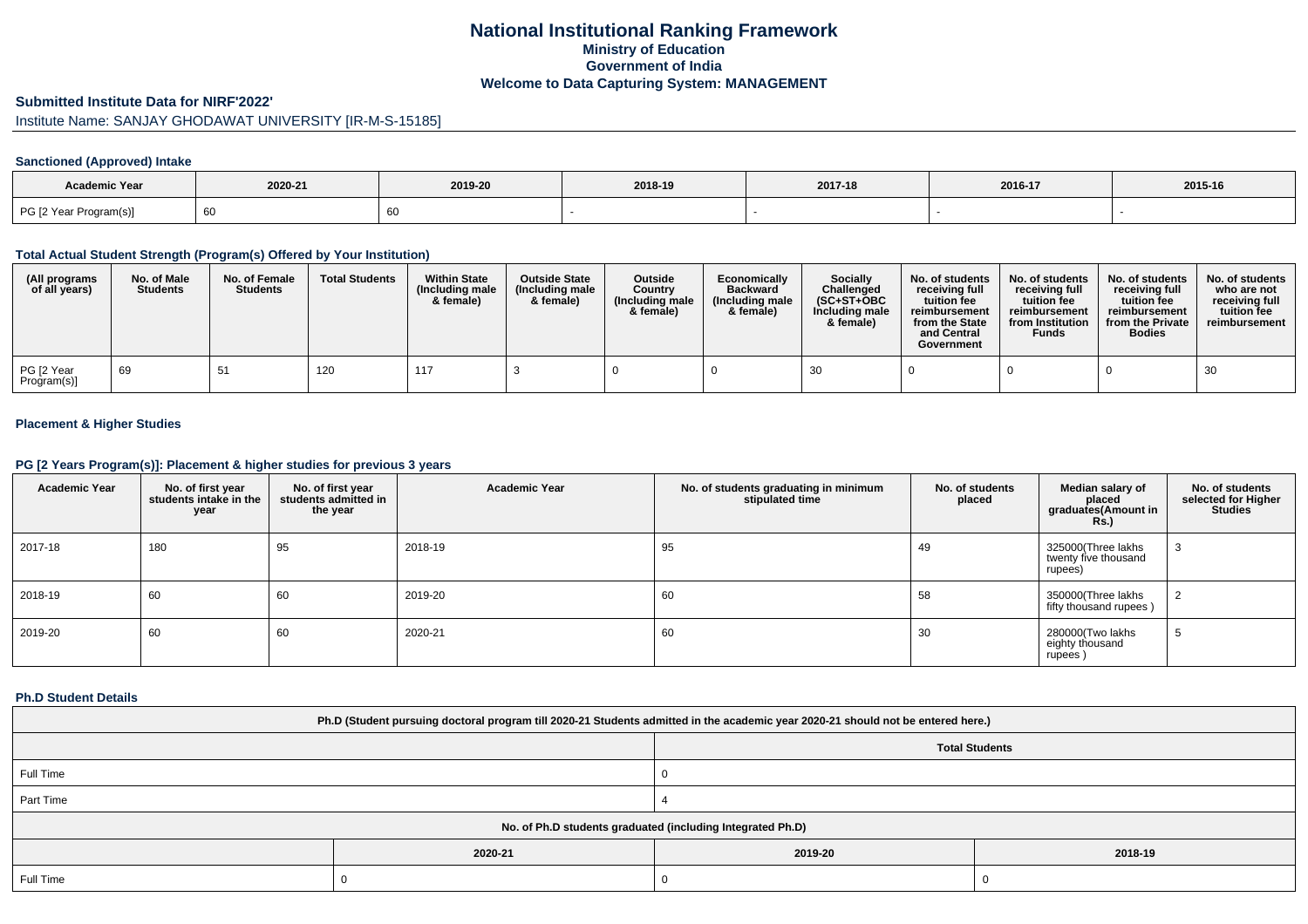# National Institutional Ranking Framework
## Ministry of Education
## Government of India
## Welcome to Data Capturing System: MANAGEMENT

**Submitted Institute Data for NIRF'2022'**

Institute Name: SANJAY GHODAWAT UNIVERSITY [IR-M-S-15185]

### Sanctioned (Approved) Intake

| Academic Year | 2020-21 | 2019-20 | 2018-19 | 2017-18 | 2016-17 | 2015-16 |
|---|---|---|---|---|---|---|
| PG [2 Year Program(s)] | 60 | 60 | - | - | - | - |

### Total Actual Student Strength (Program(s) Offered by Your Institution)

| (All programs of all years) | No. of Male Students | No. of Female Students | Total Students | Within State (Including male & female) | Outside State (Including male & female) | Outside Country (Including male & female) | Economically Backward (Including male & female) | Socially Challenged (SC+ST+OBC Including male & female) | No. of students receiving full tuition fee reimbursement from the State and Central Government | No. of students receiving full tuition fee reimbursement from Institution Funds | No. of students receiving full tuition fee reimbursement from the Private Bodies | No. of students who are not receiving full tuition fee reimbursement |
|---|---|---|---|---|---|---|---|---|---|---|---|---|
| PG [2 Year Program(s)] | 69 | 51 | 120 | 117 | 3 | 0 | 0 | 30 | 0 | 0 | 0 | 30 |

### Placement & Higher Studies

### PG [2 Years Program(s)]: Placement & higher studies for previous 3 years

| Academic Year | No. of first year students intake in the year | No. of first year students admitted in the year | Academic Year | No. of students graduating in minimum stipulated time | No. of students placed | Median salary of placed graduates(Amount in Rs.) | No. of students selected for Higher Studies |
|---|---|---|---|---|---|---|---|
| 2017-18 | 180 | 95 | 2018-19 | 95 | 49 | 325000(Three lakhs twenty five thousand rupees) | 3 |
| 2018-19 | 60 | 60 | 2019-20 | 60 | 58 | 350000(Three lakhs fifty thousand rupees ) | 2 |
| 2019-20 | 60 | 60 | 2020-21 | 60 | 30 | 280000(Two lakhs eighty thousand rupees ) | 5 |

### Ph.D Student Details

| Ph.D (Student pursuing doctoral program till 2020-21 Students admitted in the academic year 2020-21 should not be entered here.) | |
|---|---|
| | Total Students |
| Full Time | 0 |
| Part Time | 4 |

| No. of Ph.D students graduated (including Integrated Ph.D) | | | |
|---|---|---|---|
| | 2020-21 | 2019-20 | 2018-19 |
| Full Time | 0 | 0 | 0 |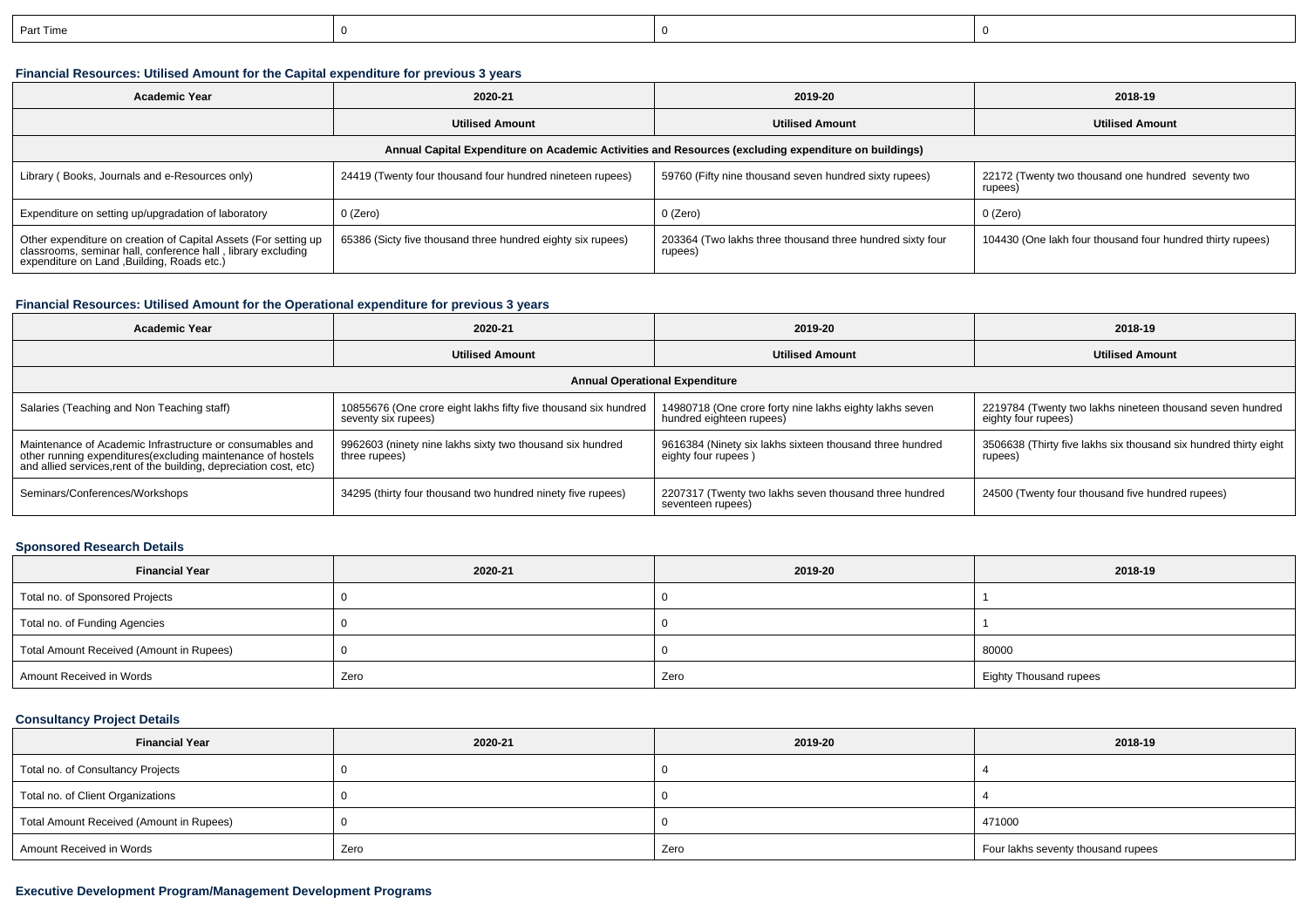| Part Time | 0 | 0 | 0 |
|---|---|---|---|

### Financial Resources: Utilised Amount for the Capital expenditure for previous 3 years

| Academic Year | 2020-21 | 2019-20 | 2018-19 |
|---|---|---|---|
| | Utilised Amount | Utilised Amount | Utilised Amount |
| Annual Capital Expenditure on Academic Activities and Resources (excluding expenditure on buildings) | | | |
| Library ( Books, Journals and e-Resources only) | 24419 (Twenty four thousand four hundred nineteen rupees) | 59760 (Fifty nine thousand seven hundred sixty rupees) | 22172 (Twenty two thousand one hundred seventy two rupees) |
| Expenditure on setting up/upgradation of laboratory | 0 (Zero) | 0 (Zero) | 0 (Zero) |
| Other expenditure on creation of Capital Assets (For setting up classrooms, seminar hall, conference hall , library excluding expenditure on Land ,Building, Roads etc.) | 65386 (Sicty five thousand three hundred eighty six rupees) | 203364 (Two lakhs three thousand three hundred sixty four rupees) | 104430 (One lakh four thousand four hundred thirty rupees) |

### Financial Resources: Utilised Amount for the Operational expenditure for previous 3 years

| Academic Year | 2020-21 | 2019-20 | 2018-19 |
|---|---|---|---|
| | Utilised Amount | Utilised Amount | Utilised Amount |
| Annual Operational Expenditure | | | |
| Salaries (Teaching and Non Teaching staff) | 10855676 (One crore eight lakhs fifty five thousand six hundred seventy six rupees) | 14980718 (One crore forty nine lakhs eighty lakhs seven hundred eighteen rupees) | 2219784 (Twenty two lakhs nineteen thousand seven hundred eighty four rupees) |
| Maintenance of Academic Infrastructure or consumables and other running expenditures(excluding maintenance of hostels and allied services,rent of the building, depreciation cost, etc) | 9962603 (ninety nine lakhs sixty two thousand six hundred three rupees) | 9616384 (Ninety six lakhs sixteen thousand three hundred eighty four rupees ) | 3506638 (Thirty five lakhs six thousand six hundred thirty eight rupees) |
| Seminars/Conferences/Workshops | 34295 (thirty four thousand two hundred ninety five rupees) | 2207317 (Twenty two lakhs seven thousand three hundred seventeen rupees) | 24500 (Twenty four thousand five hundred rupees) |

### Sponsored Research Details

| Financial Year | 2020-21 | 2019-20 | 2018-19 |
|---|---|---|---|
| Total no. of Sponsored Projects | 0 | 0 | 1 |
| Total no. of Funding Agencies | 0 | 0 | 1 |
| Total Amount Received (Amount in Rupees) | 0 | 0 | 80000 |
| Amount Received in Words | Zero | Zero | Eighty Thousand rupees |

### Consultancy Project Details

| Financial Year | 2020-21 | 2019-20 | 2018-19 |
|---|---|---|---|
| Total no. of Consultancy Projects | 0 | 0 | 4 |
| Total no. of Client Organizations | 0 | 0 | 4 |
| Total Amount Received (Amount in Rupees) | 0 | 0 | 471000 |
| Amount Received in Words | Zero | Zero | Four lakhs seventy thousand rupees |

### Executive Development Program/Management Development Programs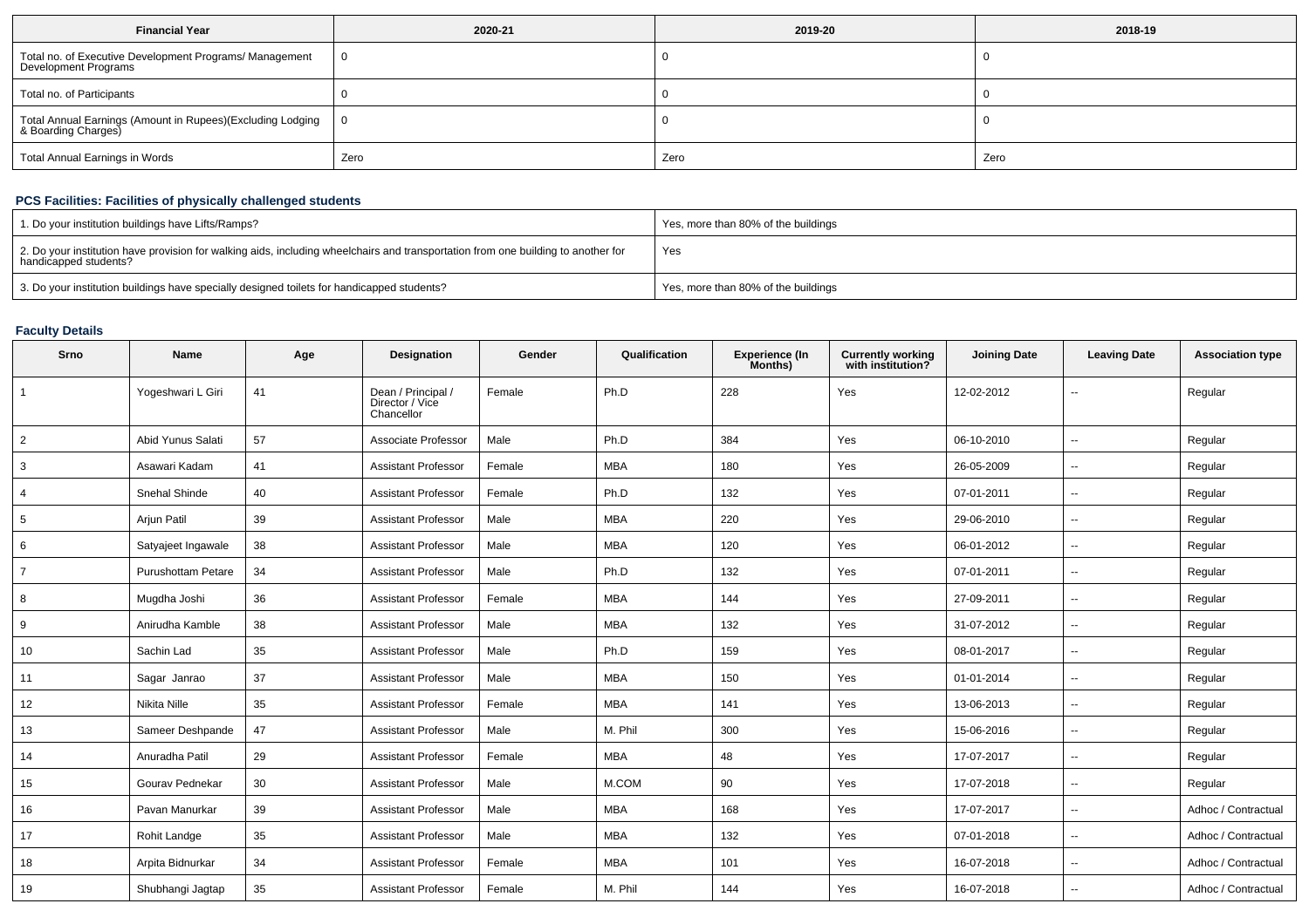| Financial Year | 2020-21 | 2019-20 | 2018-19 |
| --- | --- | --- | --- |
| Total no. of Executive Development Programs/ Management Development Programs | 0 | 0 | 0 |
| Total no. of Participants | 0 | 0 | 0 |
| Total Annual Earnings (Amount in Rupees)(Excluding Lodging & Boarding Charges) | 0 | 0 | 0 |
| Total Annual Earnings in Words | Zero | Zero | Zero |

### PCS Facilities: Facilities of physically challenged students

| | |
| --- | --- |
| 1. Do your institution buildings have Lifts/Ramps? | Yes, more than 80% of the buildings |
| 2. Do your institution have provision for walking aids, including wheelchairs and transportation from one building to another for handicapped students? | Yes |
| 3. Do your institution buildings have specially designed toilets for handicapped students? | Yes, more than 80% of the buildings |

### Faculty Details

| Srno | Name | Age | Designation | Gender | Qualification | Experience (In Months) | Currently working with institution? | Joining Date | Leaving Date | Association type |
| --- | --- | --- | --- | --- | --- | --- | --- | --- | --- | --- |
| 1 | Yogeshwari L Giri | 41 | Dean / Principal / Director / Vice Chancellor | Female | Ph.D | 228 | Yes | 12-02-2012 | -- | Regular |
| 2 | Abid Yunus Salati | 57 | Associate Professor | Male | Ph.D | 384 | Yes | 06-10-2010 | -- | Regular |
| 3 | Asawari Kadam | 41 | Assistant Professor | Female | MBA | 180 | Yes | 26-05-2009 | -- | Regular |
| 4 | Snehal Shinde | 40 | Assistant Professor | Female | Ph.D | 132 | Yes | 07-01-2011 | -- | Regular |
| 5 | Arjun Patil | 39 | Assistant Professor | Male | MBA | 220 | Yes | 29-06-2010 | -- | Regular |
| 6 | Satyajeet Ingawale | 38 | Assistant Professor | Male | MBA | 120 | Yes | 06-01-2012 | -- | Regular |
| 7 | Purushottam Petare | 34 | Assistant Professor | Male | Ph.D | 132 | Yes | 07-01-2011 | -- | Regular |
| 8 | Mugdha Joshi | 36 | Assistant Professor | Female | MBA | 144 | Yes | 27-09-2011 | -- | Regular |
| 9 | Anirudha Kamble | 38 | Assistant Professor | Male | MBA | 132 | Yes | 31-07-2012 | -- | Regular |
| 10 | Sachin Lad | 35 | Assistant Professor | Male | Ph.D | 159 | Yes | 08-01-2017 | -- | Regular |
| 11 | Sagar Janrao | 37 | Assistant Professor | Male | MBA | 150 | Yes | 01-01-2014 | -- | Regular |
| 12 | Nikita Nille | 35 | Assistant Professor | Female | MBA | 141 | Yes | 13-06-2013 | -- | Regular |
| 13 | Sameer Deshpande | 47 | Assistant Professor | Male | M. Phil | 300 | Yes | 15-06-2016 | -- | Regular |
| 14 | Anuradha Patil | 29 | Assistant Professor | Female | MBA | 48 | Yes | 17-07-2017 | -- | Regular |
| 15 | Gourav Pednekar | 30 | Assistant Professor | Male | M.COM | 90 | Yes | 17-07-2018 | -- | Regular |
| 16 | Pavan Manurkar | 39 | Assistant Professor | Male | MBA | 168 | Yes | 17-07-2017 | -- | Adhoc / Contractual |
| 17 | Rohit Landge | 35 | Assistant Professor | Male | MBA | 132 | Yes | 07-01-2018 | -- | Adhoc / Contractual |
| 18 | Arpita Bidnurkar | 34 | Assistant Professor | Female | MBA | 101 | Yes | 16-07-2018 | -- | Adhoc / Contractual |
| 19 | Shubhangi Jagtap | 35 | Assistant Professor | Female | M. Phil | 144 | Yes | 16-07-2018 | -- | Adhoc / Contractual |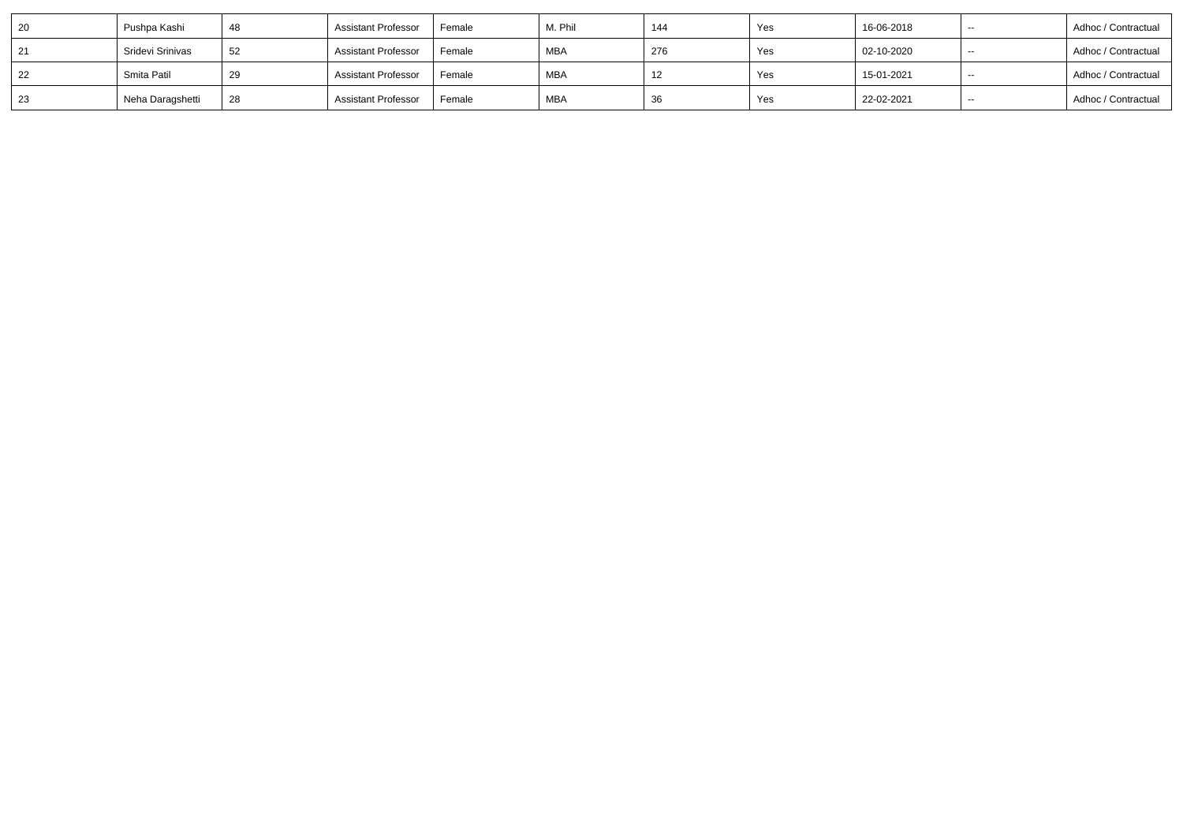| | | | | | | | | | | |
|---|---|---|---|---|---|---|---|---|---|---|
| 20 | Pushpa Kashi | 48 | Assistant Professor | Female | M. Phil | 144 | Yes | 16-06-2018 | -- | Adhoc / Contractual |
| 21 | Sridevi Srinivas | 52 | Assistant Professor | Female | MBA | 276 | Yes | 02-10-2020 | -- | Adhoc / Contractual |
| 22 | Smita Patil | 29 | Assistant Professor | Female | MBA | 12 | Yes | 15-01-2021 | -- | Adhoc / Contractual |
| 23 | Neha Daragshetti | 28 | Assistant Professor | Female | MBA | 36 | Yes | 22-02-2021 | -- | Adhoc / Contractual |